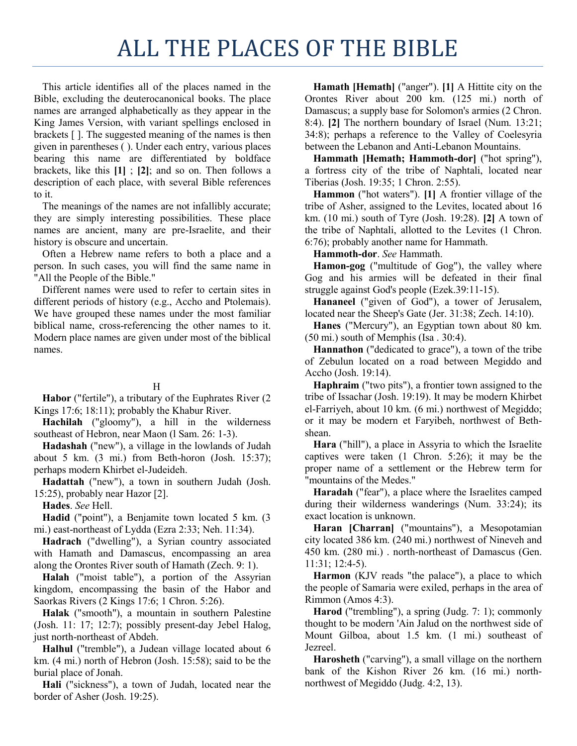# ALL THE PLACES OF THE BIBLE

This article identifies all of the places named in the Bible, excluding the deuterocanonical books. The place names are arranged alphabetically as they appear in the King James Version, with variant spellings enclosed in brackets [ ]. The suggested meaning of the names is then given in parentheses ( ). Under each entry, various places bearing this name are differentiated by boldface brackets, like this **[1]** ; **[2]**; and so on. Then follows a description of each place, with several Bible references to it.

The meanings of the names are not infallibly accurate; they are simply interesting possibilities. These place names are ancient, many are pre-Israelite, and their history is obscure and uncertain.

Often a Hebrew name refers to both a place and a person. In such cases, you will find the same name in "All the People of the Bible."

Different names were used to refer to certain sites in different periods of history (e.g., Accho and Ptolemais). We have grouped these names under the most familiar biblical name, cross-referencing the other names to it. Modern place names are given under most of the biblical names.

## H

**Habor** ("fertile"), a tributary of the Euphrates River (2 Kings 17:6; 18:11); probably the Khabur River.

**Hachilah** ("gloomy"), a hill in the wilderness southeast of Hebron, near Maon (l Sam. 26: 1-3).

**Hadashah** ("new"), a village in the lowlands of Judah about 5 km. (3 mi.) from Beth-horon (Josh. 15:37); perhaps modern Khirbet el-Judeideh.

**Hadattah** ("new"), a town in southern Judah (Josh. 15:25), probably near Hazor [2].

**Hades**. *See* Hell.

**Hadid** ("point"), a Benjamite town located 5 km. (3 mi.) east-northeast of Lydda (Ezra 2:33; Neh. 11:34).

**Hadrach** ("dwelling"), a Syrian country associated with Hamath and Damascus, encompassing an area along the Orontes River south of Hamath (Zech. 9: 1).

**Halah** ("moist table"), a portion of the Assyrian kingdom, encompassing the basin of the Habor and Saorkas Rivers (2 Kings 17:6; 1 Chron. 5:26).

**Halak** ("smooth"), a mountain in southern Palestine (Josh. 11: 17; 12:7); possibly present-day Jebel Halog, just north-northeast of Abdeh.

**Halhul** ("tremble"), a Judean village located about 6 km. (4 mi.) north of Hebron (Josh. 15:58); said to be the burial place of Jonah.

**Hali** ("sickness"), a town of Judah, located near the border of Asher (Josh. 19:25).

**Hamath [Hemath]** ("anger"). **[1]** A Hittite city on the Orontes River about 200 km. (125 mi.) north of Damascus; a supply base for Solomon's armies (2 Chron. 8:4). **[2]** The northern boundary of Israel (Num. 13:21; 34:8); perhaps a reference to the Valley of Coelesyria between the Lebanon and Anti-Lebanon Mountains.

**Hammath [Hemath; Hammoth-dor]** ("hot spring"), a fortress city of the tribe of Naphtali, located near Tiberias (Josh. 19:35; 1 Chron. 2:55).

**Hammon** ("hot waters"). **[1]** A frontier village of the tribe of Asher, assigned to the Levites, located about 16 km. (10 mi.) south of Tyre (Josh. 19:28). **[2]** A town of the tribe of Naphtali, allotted to the Levites (1 Chron. 6:76); probably another name for Hammath.

**Hammoth-dor**. *See* Hammath.

**Hamon-gog** ("multitude of Gog"), the valley where Gog and his armies will be defeated in their final struggle against God's people (Ezek.39:11-15).

**Hananeel** ("given of God"), a tower of Jerusalem, located near the Sheep's Gate (Jer. 31:38; Zech. 14:10).

**Hanes** ("Mercury"), an Egyptian town about 80 km. (50 mi.) south of Memphis (Isa . 30:4).

**Hannathon** ("dedicated to grace"), a town of the tribe of Zebulun located on a road between Megiddo and Accho (Josh. 19:14).

**Haphraim** ("two pits"), a frontier town assigned to the tribe of Issachar (Josh. 19:19). It may be modern Khirbet el-Farriyeh, about 10 km. (6 mi.) northwest of Megiddo; or it may be modern et Faryibeh, northwest of Beth-shean.

**Hara** ("hill"), a place in Assyria to which the Israelite captives were taken (1 Chron. 5:26); it may be the proper name of a settlement or the Hebrew term for "mountains of the Medes."

**Haradah** ("fear"), a place where the Israelites camped during their wilderness wanderings (Num. 33:24); its exact location is unknown.

**Haran [Charran]** ("mountains"), a Mesopotamian city located 386 km. (240 mi.) northwest of Nineveh and 450 km. (280 mi.) . north-northeast of Damascus (Gen. 11:31; 12:4-5).

**Harmon** (KJV reads "the palace"), a place to which the people of Samaria were exiled, perhaps in the area of Rimmon (Amos 4:3).

**Harod** ("trembling"), a spring (Judg. 7: 1); commonly thought to be modern 'Ain Jalud on the northwest side of Mount Gilboa, about 1.5 km. (1 mi.) southeast of Jezreel.

**Harosheth** ("carving"), a small village on the northern bank of the Kishon River 26 km. (16 mi.) north-northwest of Megiddo (Judg. 4:2, 13).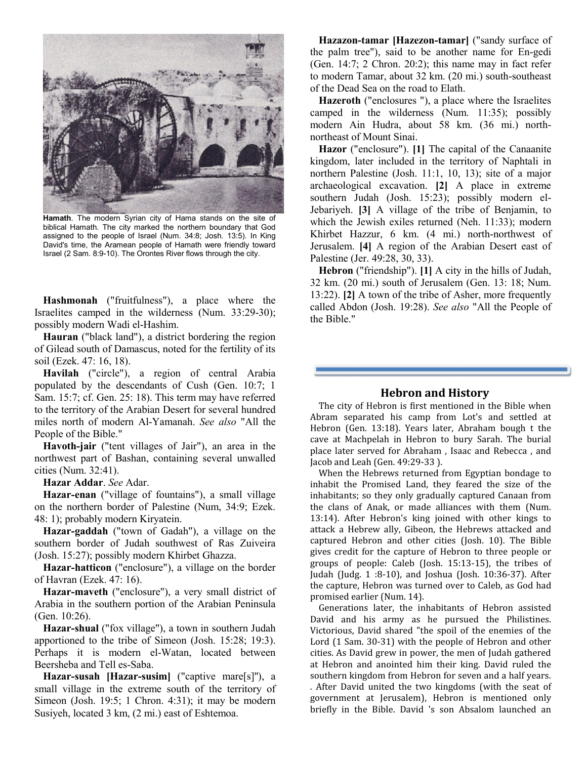**Hamath**. The modern Syrian city of Hama stands on the site of biblical Hamath. The city marked the northern boundary that God assigned to the people of Israel (Num. 34:8; Josh. 13:5). In King David's time, the Aramean people of Hamath were friendly toward Israel (2 Sam. 8:9-10). The Orontes River flows through the city.

**Hashmonah** ("fruitfulness"), a place where the Israelites camped in the wilderness (Num. 33:29-30); possibly modern Wadi el-Hashim.

**Hauran** ("black land"), a district bordering the region of Gilead south of Damascus, noted for the fertility of its soil (Ezek. 47: 16, 18).

**Havilah** ("circle"), a region of central Arabia populated by the descendants of Cush (Gen. 10:7; 1 Sam. 15:7; cf. Gen. 25: 18). This term may have referred to the territory of the Arabian Desert for several hundred miles north of modern Al-Yamanah. *See also* "All the People of the Bible."

**Havoth-jair** ("tent villages of Jair"), an area in the northwest part of Bashan, containing several unwalled cities (Num. 32:41).

**Hazar Addar**. *See* Adar.

**Hazar-enan** ("village of fountains"), a small village on the northern border of Palestine (Num, 34:9; Ezek. 48: 1); probably modern Kiryatein.

**Hazar-gaddah** ("town of Gadah"), a village on the southern border of Judah southwest of Ras Zuiveira (Josh. 15:27); possibly modern Khirbet Ghazza.

**Hazar-hatticon** ("enclosure"), a village on the border of Havran (Ezek. 47: 16).

**Hazar-maveth** ("enclosure"), a very small district of Arabia in the southern portion of the Arabian Peninsula (Gen. 10:26).

**Hazar-shual** ("fox village"), a town in southern Judah apportioned to the tribe of Simeon (Josh. 15:28; 19:3). Perhaps it is modern el-Watan, located between Beersheba and Tell es-Saba.

**Hazar-susah [Hazar-susim]** ("captive mare[s]"), a small village in the extreme south of the territory of Simeon (Josh. 19:5; 1 Chron. 4:31); it may be modern Susiyeh, located 3 km, (2 mi.) east of Eshtemoa.

**Hazazon-tamar [Hazezon-tamar]** ("sandy surface of the palm tree"), said to be another name for En-gedi (Gen. 14:7; 2 Chron. 20:2); this name may in fact refer to modern Tamar, about 32 km. (20 mi.) south-southeast of the Dead Sea on the road to Elath.

**Hazeroth** ("enclosures "), a place where the Israelites camped in the wilderness (Num. 11:35); possibly modern Ain Hudra, about 58 km. (36 mi.) north-northeast of Mount Sinai.

**Hazor** ("enclosure"). **[1]** The capital of the Canaanite kingdom, later included in the territory of Naphtali in northern Palestine (Josh. 11:1, 10, 13); site of a major archaeological excavation. **[2]** A place in extreme southern Judah (Josh. 15:23); possibly modern el-Jebariyeh. **[3]** A village of the tribe of Benjamin, to which the Jewish exiles returned (Neh. 11:33); modern Khirbet Hazzur, 6 km. (4 mi.) north-northwest of Jerusalem. **[4]** A region of the Arabian Desert east of Palestine (Jer. 49:28, 30, 33).

**Hebron** ("friendship"). **[1]** A city in the hills of Judah, 32 km. (20 mi.) south of Jerusalem (Gen. 13: 18; Num. 13:22). **[2]** A town of the tribe of Asher, more frequently called Abdon (Josh. 19:28). *See also* "All the People of the Bible."

## Hebron and History

The city of Hebron is first mentioned in the Bible when Abram separated his camp from Lot's and settled at Hebron (Gen. 13:18). Years later, Abraham bough t the cave at Machpelah in Hebron to bury Sarah. The burial place later served for Abraham , Isaac and Rebecca , and Jacob and Leah (Gen. 49:29-33 ).

When the Hebrews returned from Egyptian bondage to inhabit the Promised Land, they feared the size of the inhabitants; so they only gradually captured Canaan from the clans of Anak, or made alliances with them (Num. 13:14). After Hebron's king joined with other kings to attack a Hebrew ally, Gibeon, the Hebrews attacked and captured Hebron and other cities (Josh. 10). The Bible gives credit for the capture of Hebron to three people or groups of people: Caleb (Josh. 15:13-15), the tribes of Judah (Judg. 1 :8-10), and Joshua (Josh. 10:36-37). After the capture, Hebron was turned over to Caleb, as God had promised earlier (Num. 14).

Generations later, the inhabitants of Hebron assisted David and his army as he pursued the Philistines. Victorious, David shared "the spoil of the enemies of the Lord (1 Sam. 30-31) with the people of Hebron and other cities. As David grew in power, the men of Judah gathered at Hebron and anointed him their king. David ruled the southern kingdom from Hebron for seven and a half years. . After David united the two kingdoms (with the seat of government at Jerusalem), Hebron is mentioned only briefly in the Bible. David 's son Absalom launched an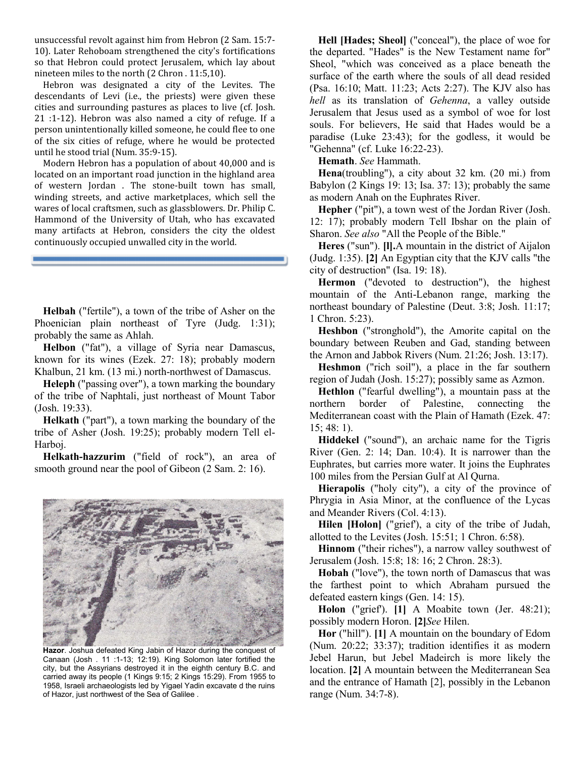unsuccessful revolt against him from Hebron (2 Sam. 15:7-10). Later Rehoboam strengthened the city's fortifications so that Hebron could protect Jerusalem, which lay about nineteen miles to the north (2 Chron . 11:5,10).

Hebron was designated a city of the Levites. The descendants of Levi (i.e., the priests) were given these cities and surrounding pastures as places to live (cf. Josh. 21 :1-12). Hebron was also named a city of refuge. If a person unintentionally killed someone, he could flee to one of the six cities of refuge, where he would be protected until he stood trial (Num. 35:9-15).

Modern Hebron has a population of about 40,000 and is located on an important road junction in the highland area of western Jordan . The stone-built town has small, winding streets, and active marketplaces, which sell the wares of local craftsmen, such as glassblowers. Dr. Philip C. Hammond of the University of Utah, who has excavated many artifacts at Hebron, considers the city the oldest continuously occupied unwalled city in the world.

**Helbah** ("fertile"), a town of the tribe of Asher on the Phoenician plain northeast of Tyre (Judg. 1:31); probably the same as Ahlah.

**Helbon** ("fat"), a village of Syria near Damascus, known for its wines (Ezek. 27: 18); probably modern Khalbun, 21 km. (13 mi.) north-northwest of Damascus.

**Heleph** ("passing over"), a town marking the boundary of the tribe of Naphtali, just northeast of Mount Tabor (Josh. 19:33).

**Helkath** ("part"), a town marking the boundary of the tribe of Asher (Josh. 19:25); probably modern Tell el-Harboj.

**Helkath-hazzurim** ("field of rock"), an area of smooth ground near the pool of Gibeon (2 Sam. 2: 16).

**Hazor**. Joshua defeated King Jabin of Hazor during the conquest of Canaan (Josh . 11 :1-13; 12:19). King Solomon later fortified the city, but the Assyrians destroyed it in the eighth century B.C. and carried away its people (1 Kings 9:15; 2 Kings 15:29). From 1955 to 1958, Israeli archaeologists led by Yigael Yadin excavate d the ruins of Hazor, just northwest of the Sea of Galilee .

**Hell [Hades; Sheol]** ("conceal"), the place of woe for the departed. "Hades" is the New Testament name for" Sheol, "which was conceived as a place beneath the surface of the earth where the souls of all dead resided (Psa. 16:10; Matt. 11:23; Acts 2:27). The KJV also has *hell* as its translation of *Gehenna*, a valley outside Jerusalem that Jesus used as a symbol of woe for lost souls. For believers, He said that Hades would be a paradise (Luke 23:43); for the godless, it would be "Gehenna" (cf. Luke 16:22-23).

**Hemath**. *See* Hammath.

**Hena**(troubling"), a city about 32 km. (20 mi.) from Babylon (2 Kings 19: 13; Isa. 37: 13); probably the same as modern Anah on the Euphrates River.

**Hepher** ("pit"), a town west of the Jordan River (Josh. 12: 17); probably modern Tell Ibshar on the plain of Sharon. *See also* "All the People of the Bible."

**Heres** ("sun"). **[l].**A mountain in the district of Aijalon (Judg. 1:35). **[2]** An Egyptian city that the KJV calls "the city of destruction" (Isa. 19: 18).

**Hermon** ("devoted to destruction"), the highest mountain of the Anti-Lebanon range, marking the northeast boundary of Palestine (Deut. 3:8; Josh. 11:17; 1 Chron. 5:23).

**Heshbon** ("stronghold"), the Amorite capital on the boundary between Reuben and Gad, standing between the Arnon and Jabbok Rivers (Num. 21:26; Josh. 13:17).

**Heshmon** ("rich soil"), a place in the far southern region of Judah (Josh. 15:27); possibly same as Azmon.

**Hethlon** ("fearful dwelling"), a mountain pass at the northern border of Palestine, connecting the Mediterranean coast with the Plain of Hamath (Ezek. 47: 15; 48: 1).

**Hiddekel** ("sound"), an archaic name for the Tigris River (Gen. 2: 14; Dan. 10:4). It is narrower than the Euphrates, but carries more water. It joins the Euphrates 100 miles from the Persian Gulf at Al Qurna.

**Hierapolis** ("holy city"), a city of the province of Phrygia in Asia Minor, at the confluence of the Lycas and Meander Rivers (Col. 4:13).

**Hilen [Holon]** ("grief'), a city of the tribe of Judah, allotted to the Levites (Josh. 15:51; 1 Chron. 6:58).

**Hinnom** ("their riches"), a narrow valley southwest of Jerusalem (Josh. 15:8; 18: 16; 2 Chron. 28:3).

**Hobah** ("love"), the town north of Damascus that was the farthest point to which Abraham pursued the defeated eastern kings (Gen. 14: 15).

**Holon** ("grief'). **[1]** A Moabite town (Jer. 48:21); possibly modern Horon. **[2]***See* Hilen.

**Hor** ("hill"). **[1]** A mountain on the boundary of Edom (Num. 20:22; 33:37); tradition identifies it as modern Jebel Harun, but Jebel Madeirch is more likely the location. **[2]** A mountain between the Mediterranean Sea and the entrance of Hamath [2], possibly in the Lebanon range (Num. 34:7-8).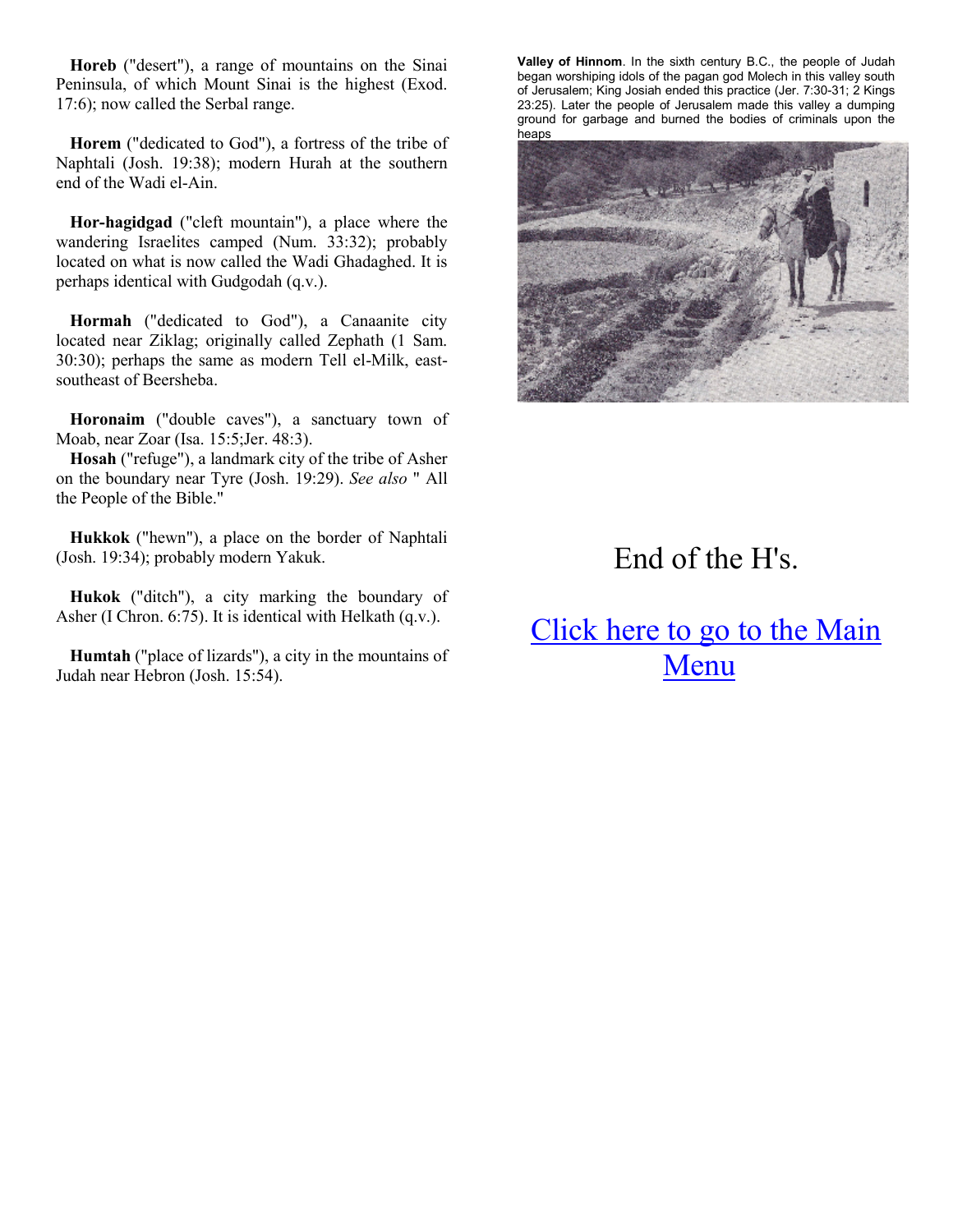**Horeb** ("desert"), a range of mountains on the Sinai Peninsula, of which Mount Sinai is the highest (Exod. 17:6); now called the Serbal range.

**Horem** ("dedicated to God"), a fortress of the tribe of Naphtali (Josh. 19:38); modern Hurah at the southern end of the Wadi el-Ain.

**Hor-hagidgad** ("cleft mountain"), a place where the wandering Israelites camped (Num. 33:32); probably located on what is now called the Wadi Ghadaghed. It is perhaps identical with Gudgodah (q.v.).

**Hormah** ("dedicated to God"), a Canaanite city located near Ziklag; originally called Zephath (1 Sam. 30:30); perhaps the same as modern Tell el-Milk, east-southeast of Beersheba.

**Horonaim** ("double caves"), a sanctuary town of Moab, near Zoar (Isa. 15:5;Jer. 48:3).

**Hosah** ("refuge"), a landmark city of the tribe of Asher on the boundary near Tyre (Josh. 19:29). *See also* " All the People of the Bible."

**Hukkok** ("hewn"), a place on the border of Naphtali (Josh. 19:34); probably modern Yakuk.

**Hukok** ("ditch"), a city marking the boundary of Asher (I Chron. 6:75). It is identical with Helkath (q.v.).

**Humtah** ("place of lizards"), a city in the mountains of Judah near Hebron (Josh. 15:54).

**Valley of Hinnom**. In the sixth century B.C., the people of Judah began worshiping idols of the pagan god Molech in this valley south of Jerusalem; King Josiah ended this practice (Jer. 7:30-31; 2 Kings 23:25). Later the people of Jerusalem made this valley a dumping ground for garbage and burned the bodies of criminals upon the heaps

End of the H's.

Click here to go to the Main Menu